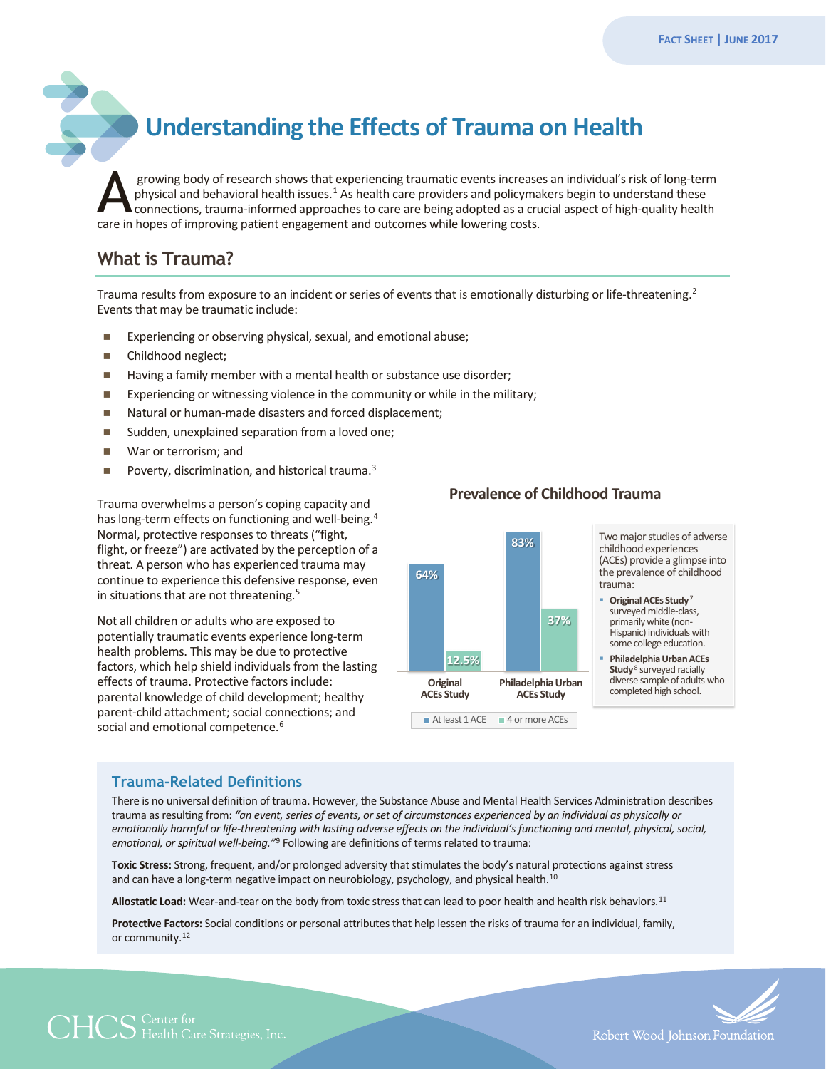FACT SHEET | JUNE 2017

# Understanding the Effects of Trauma on Health

A growing body of research shows that experiencing traumatic events increases an individual's risk of long-term physical and behavioral health issues.[1] As health care providers and policymakers begin to understand these connections, trauma-informed approaches to care are being adopted as a crucial aspect of high-quality health care in hopes of improving patient engagement and outcomes while lowering costs.

## What is Trauma?

Trauma results from exposure to an incident or series of events that is emotionally disturbing or life-threatening.[2] Events that may be traumatic include:

- Experiencing or observing physical, sexual, and emotional abuse;
- Childhood neglect;
- Having a family member with a mental health or substance use disorder;
- Experiencing or witnessing violence in the community or while in the military;
- Natural or human-made disasters and forced displacement;
- Sudden, unexplained separation from a loved one;
- War or terrorism; and
- Poverty, discrimination, and historical trauma.[3]

Trauma overwhelms a person's coping capacity and has long-term effects on functioning and well-being.[4] Normal, protective responses to threats ("fight, flight, or freeze") are activated by the perception of a threat. A person who has experienced trauma may continue to experience this defensive response, even in situations that are not threatening.[5]

Not all children or adults who are exposed to potentially traumatic events experience long-term health problems. This may be due to protective factors, which help shield individuals from the lasting effects of trauma. Protective factors include: parental knowledge of child development; healthy parent-child attachment; social connections; and social and emotional competence.[6]

### Prevalence of Childhood Trauma

| | At least 1 ACE | 4 or more ACEs |
|---|---|---|
| Original ACEs Study | 64% | 12.5% |
| Philadelphia Urban ACEs Study | 83% | 37% |

Two major studies of adverse childhood experiences (ACEs) provide a glimpse into the prevalence of childhood trauma:

- **Original ACEs Study**[7] surveyed middle-class, primarily white (non-Hispanic) individuals with some college education.
- **Philadelphia Urban ACEs Study**[8] surveyed racially diverse sample of adults who completed high school.

### Trauma-Related Definitions

There is no universal definition of trauma. However, the Substance Abuse and Mental Health Services Administration describes trauma as resulting from: *"an event, series of events, or set of circumstances experienced by an individual as physically or emotionally harmful or life-threatening with lasting adverse effects on the individual's functioning and mental, physical, social, emotional, or spiritual well-being."*[9] Following are definitions of terms related to trauma:

**Toxic Stress:** Strong, frequent, and/or prolonged adversity that stimulates the body's natural protections against stress and can have a long-term negative impact on neurobiology, psychology, and physical health.[10]

**Allostatic Load:** Wear-and-tear on the body from toxic stress that can lead to poor health and health risk behaviors.[11]

**Protective Factors:** Social conditions or personal attributes that help lessen the risks of trauma for an individual, family, or community.[12]

CHCS Center for Health Care Strategies, Inc.

Robert Wood Johnson Foundation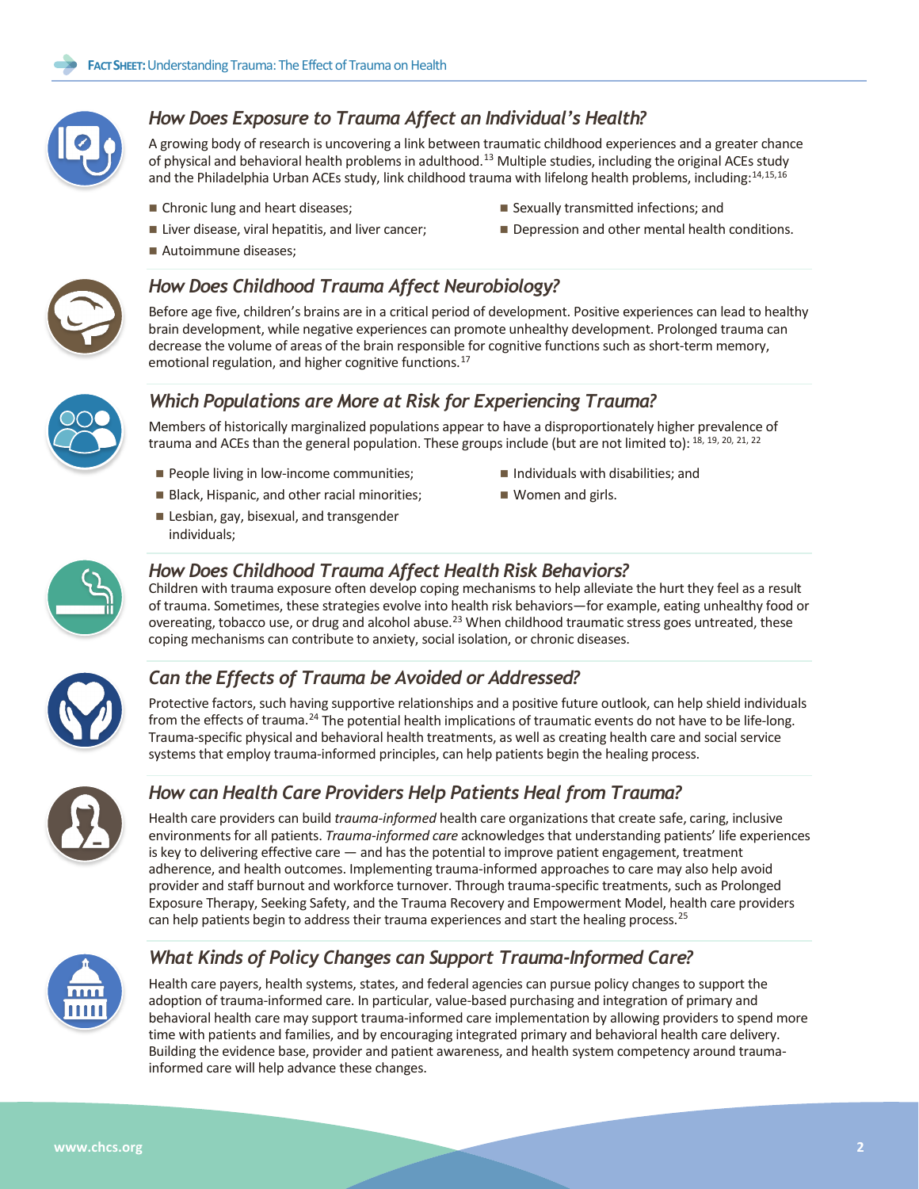## How Does Exposure to Trauma Affect an Individual's Health?

A growing body of research is uncovering a link between traumatic childhood experiences and a greater chance of physical and behavioral health problems in adulthood.[13] Multiple studies, including the original ACEs study and the Philadelphia Urban ACEs study, link childhood trauma with lifelong health problems, including:[14,15,16]

- Chronic lung and heart diseases;
- Liver disease, viral hepatitis, and liver cancer;
- Autoimmune diseases;
- Sexually transmitted infections; and
- Depression and other mental health conditions.

## How Does Childhood Trauma Affect Neurobiology?

Before age five, children's brains are in a critical period of development. Positive experiences can lead to healthy brain development, while negative experiences can promote unhealthy development. Prolonged trauma can decrease the volume of areas of the brain responsible for cognitive functions such as short-term memory, emotional regulation, and higher cognitive functions.[17]

## Which Populations are More at Risk for Experiencing Trauma?

Members of historically marginalized populations appear to have a disproportionately higher prevalence of trauma and ACEs than the general population. These groups include (but are not limited to):[18, 19, 20, 21, 22]

- People living in low-income communities;
- Black, Hispanic, and other racial minorities;
- Lesbian, gay, bisexual, and transgender individuals;
- Individuals with disabilities; and
- Women and girls.

## How Does Childhood Trauma Affect Health Risk Behaviors?

Children with trauma exposure often develop coping mechanisms to help alleviate the hurt they feel as a result of trauma. Sometimes, these strategies evolve into health risk behaviors—for example, eating unhealthy food or overeating, tobacco use, or drug and alcohol abuse.[23] When childhood traumatic stress goes untreated, these coping mechanisms can contribute to anxiety, social isolation, or chronic diseases.

## Can the Effects of Trauma be Avoided or Addressed?

Protective factors, such having supportive relationships and a positive future outlook, can help shield individuals from the effects of trauma.[24] The potential health implications of traumatic events do not have to be life-long. Trauma-specific physical and behavioral health treatments, as well as creating health care and social service systems that employ trauma-informed principles, can help patients begin the healing process.

## How can Health Care Providers Help Patients Heal from Trauma?

Health care providers can build *trauma-informed* health care organizations that create safe, caring, inclusive environments for all patients. *Trauma-informed care* acknowledges that understanding patients' life experiences is key to delivering effective care — and has the potential to improve patient engagement, treatment adherence, and health outcomes. Implementing trauma-informed approaches to care may also help avoid provider and staff burnout and workforce turnover. Through trauma-specific treatments, such as Prolonged Exposure Therapy, Seeking Safety, and the Trauma Recovery and Empowerment Model, health care providers can help patients begin to address their trauma experiences and start the healing process.[25]

## What Kinds of Policy Changes can Support Trauma-Informed Care?

Health care payers, health systems, states, and federal agencies can pursue policy changes to support the adoption of trauma-informed care. In particular, value-based purchasing and integration of primary and behavioral health care may support trauma-informed care implementation by allowing providers to spend more time with patients and families, and by encouraging integrated primary and behavioral health care delivery. Building the evidence base, provider and patient awareness, and health system competency around trauma-informed care will help advance these changes.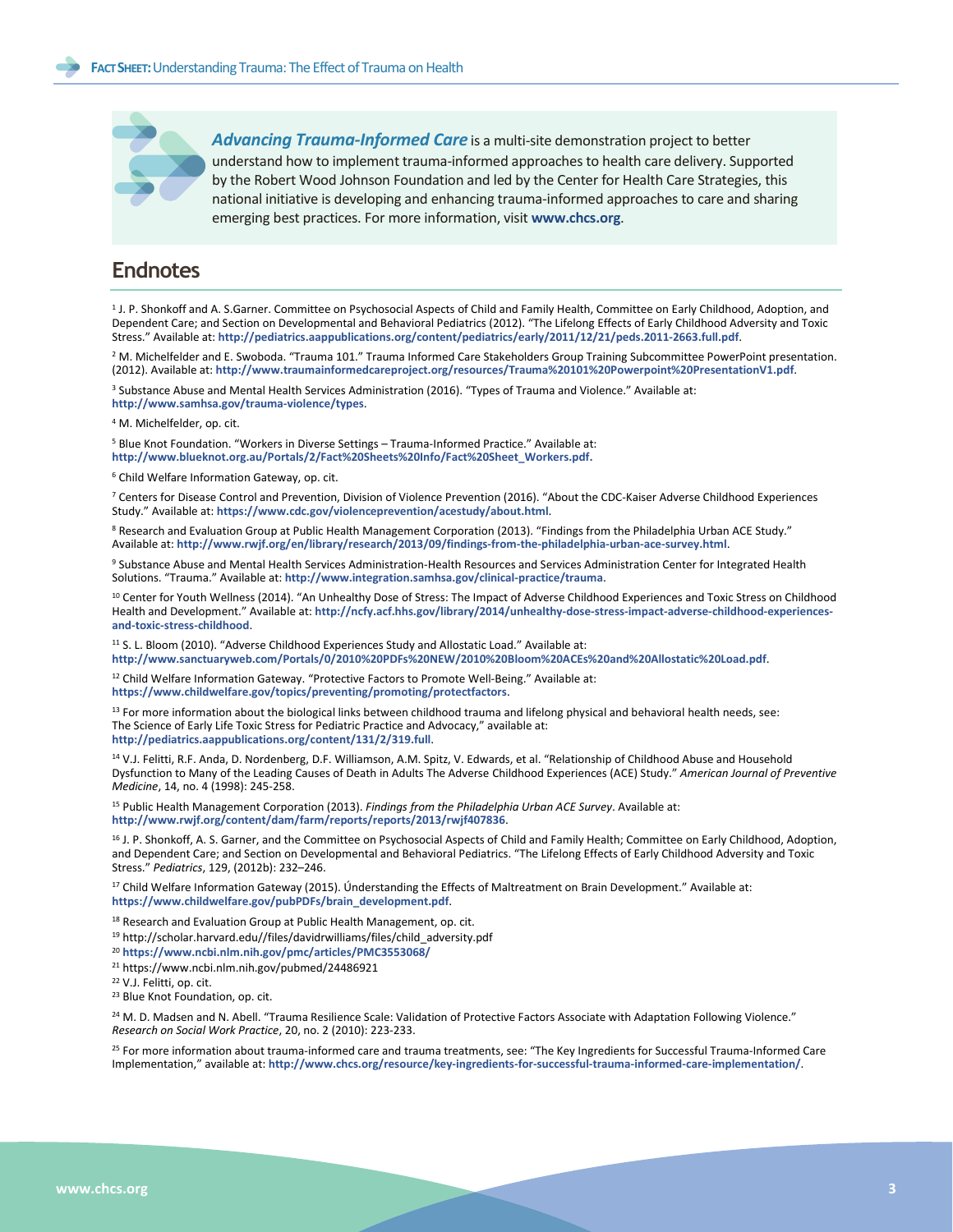***Advancing Trauma-Informed Care*** is a multi-site demonstration project to better understand how to implement trauma-informed approaches to health care delivery. Supported by the Robert Wood Johnson Foundation and led by the Center for Health Care Strategies, this national initiative is developing and enhancing trauma-informed approaches to care and sharing emerging best practices. For more information, visit **www.chcs.org**.

## Endnotes

[1] J. P. Shonkoff and A. S.Garner. Committee on Psychosocial Aspects of Child and Family Health, Committee on Early Childhood, Adoption, and Dependent Care; and Section on Developmental and Behavioral Pediatrics (2012). "The Lifelong Effects of Early Childhood Adversity and Toxic Stress." Available at: **http://pediatrics.aappublications.org/content/pediatrics/early/2011/12/21/peds.2011-2663.full.pdf**.

[2] M. Michelfelder and E. Swoboda. "Trauma 101." Trauma Informed Care Stakeholders Group Training Subcommittee PowerPoint presentation. (2012). Available at: **http://www.traumainformedcareproject.org/resources/Trauma%20101%20Powerpoint%20PresentationV1.pdf**.

[3] Substance Abuse and Mental Health Services Administration (2016). "Types of Trauma and Violence." Available at: **http://www.samhsa.gov/trauma-violence/types**.

[4] M. Michelfelder, op. cit.

[5] Blue Knot Foundation. "Workers in Diverse Settings – Trauma-Informed Practice." Available at: **http://www.blueknot.org.au/Portals/2/Fact%20Sheets%20Info/Fact%20Sheet_Workers.pdf.**

[6] Child Welfare Information Gateway, op. cit.

[7] Centers for Disease Control and Prevention, Division of Violence Prevention (2016). "About the CDC-Kaiser Adverse Childhood Experiences Study." Available at: **https://www.cdc.gov/violenceprevention/acestudy/about.html**.

[8] Research and Evaluation Group at Public Health Management Corporation (2013). "Findings from the Philadelphia Urban ACE Study." Available at: **http://www.rwjf.org/en/library/research/2013/09/findings-from-the-philadelphia-urban-ace-survey.html**.

[9] Substance Abuse and Mental Health Services Administration-Health Resources and Services Administration Center for Integrated Health Solutions. "Trauma." Available at: **http://www.integration.samhsa.gov/clinical-practice/trauma**.

[10] Center for Youth Wellness (2014). "An Unhealthy Dose of Stress: The Impact of Adverse Childhood Experiences and Toxic Stress on Childhood Health and Development." Available at: **http://ncfy.acf.hhs.gov/library/2014/unhealthy-dose-stress-impact-adverse-childhood-experiences-and-toxic-stress-childhood**.

[11] S. L. Bloom (2010). "Adverse Childhood Experiences Study and Allostatic Load." Available at: **http://www.sanctuaryweb.com/Portals/0/2010%20PDFs%20NEW/2010%20Bloom%20ACEs%20and%20Allostatic%20Load.pdf**.

[12] Child Welfare Information Gateway. "Protective Factors to Promote Well-Being." Available at: **https://www.childwelfare.gov/topics/preventing/promoting/protectfactors**.

[13] For more information about the biological links between childhood trauma and lifelong physical and behavioral health needs, see: The Science of Early Life Toxic Stress for Pediatric Practice and Advocacy," available at: **http://pediatrics.aappublications.org/content/131/2/319.full**.

[14] V.J. Felitti, R.F. Anda, D. Nordenberg, D.F. Williamson, A.M. Spitz, V. Edwards, et al. "Relationship of Childhood Abuse and Household Dysfunction to Many of the Leading Causes of Death in Adults The Adverse Childhood Experiences (ACE) Study." *American Journal of Preventive Medicine*, 14, no. 4 (1998): 245-258.

[15] Public Health Management Corporation (2013). *Findings from the Philadelphia Urban ACE Survey*. Available at: **http://www.rwjf.org/content/dam/farm/reports/reports/2013/rwjf407836**.

[16] J. P. Shonkoff, A. S. Garner, and the Committee on Psychosocial Aspects of Child and Family Health; Committee on Early Childhood, Adoption, and Dependent Care; and Section on Developmental and Behavioral Pediatrics. "The Lifelong Effects of Early Childhood Adversity and Toxic Stress." *Pediatrics*, 129, (2012b): 232–246.

[17] Child Welfare Information Gateway (2015). Úndersstanding the Effects of Maltreatment on Brain Development." Available at: **https://www.childwelfare.gov/pubPDFs/brain_development.pdf**.

[18] Research and Evaluation Group at Public Health Management, op. cit.

[19] http://scholar.harvard.edu//files/davidrwilliams/files/child_adversity.pdf

[20] **https://www.ncbi.nlm.nih.gov/pmc/articles/PMC3553068/**

[21] https://www.ncbi.nlm.nih.gov/pubmed/24486921

[22] V.J. Felitti, op. cit.

[23] Blue Knot Foundation, op. cit.

[24] M. D. Madsen and N. Abell. "Trauma Resilience Scale: Validation of Protective Factors Associate with Adaptation Following Violence." *Research on Social Work Practice*, 20, no. 2 (2010): 223-233.

[25] For more information about trauma-informed care and trauma treatments, see: "The Key Ingredients for Successful Trauma-Informed Care Implementation," available at: **http://www.chcs.org/resource/key-ingredients-for-successful-trauma-informed-care-implementation/**.